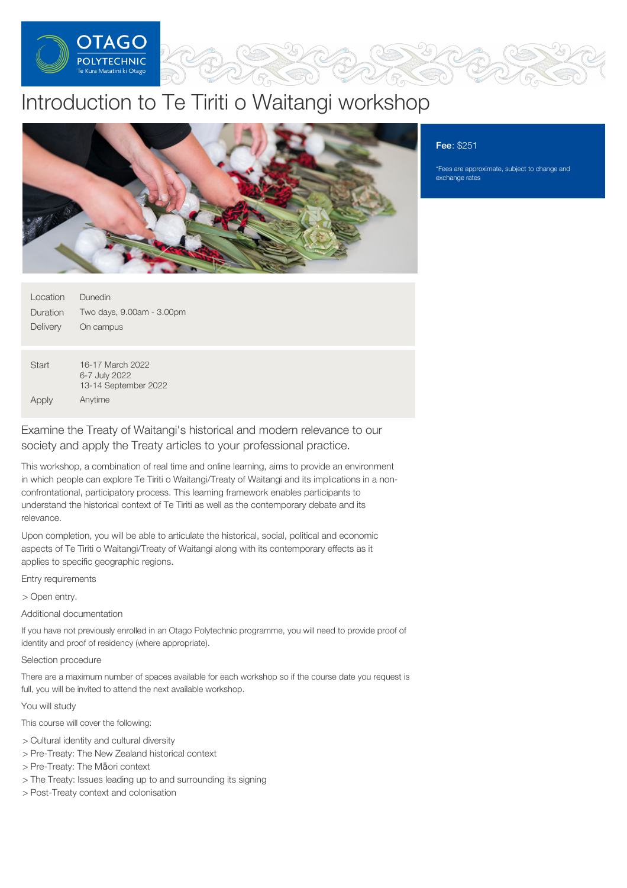# Introduction to Te Tiriti o Waitangi workshop

**Fee**: $251

*Fees are approximate, subject to change and exchange rates

| | |
|---|---|
| Location | Dunedin |
| Duration | Two days, 9.00am - 3.00pm |
| Delivery | On campus |

| | |
|---|---|
| Start | 16-17 March 2022<br>6-7 July 2022<br>13-14 September 2022 |
| Apply | Anytime |

## Examine the Treaty of Waitangi's historical and modern relevance to our society and apply the Treaty articles to your professional practice.

This workshop, a combination of real time and online learning, aims to provide an environment in which people can explore Te Tiriti o Waitangi/Treaty of Waitangi and its implications in a non-confrontational, participatory process. This learning framework enables participants to understand the historical context of Te Tiriti as well as the contemporary debate and its relevance.

Upon completion, you will be able to articulate the historical, social, political and economic aspects of Te Tiriti o Waitangi/Treaty of Waitangi along with its contemporary effects as it applies to specific geographic regions.

### Entry requirements

> Open entry.

### Additional documentation

If you have not previously enrolled in an Otago Polytechnic programme, you will need to provide proof of identity and proof of residency (where appropriate).

### Selection procedure

There are a maximum number of spaces available for each workshop so if the course date you request is full, you will be invited to attend the next available workshop.

### You will study

This course will cover the following:

> Cultural identity and cultural diversity
> Pre-Treaty: The New Zealand historical context
> Pre-Treaty: The Māori context
> The Treaty: Issues leading up to and surrounding its signing
> Post-Treaty context and colonisation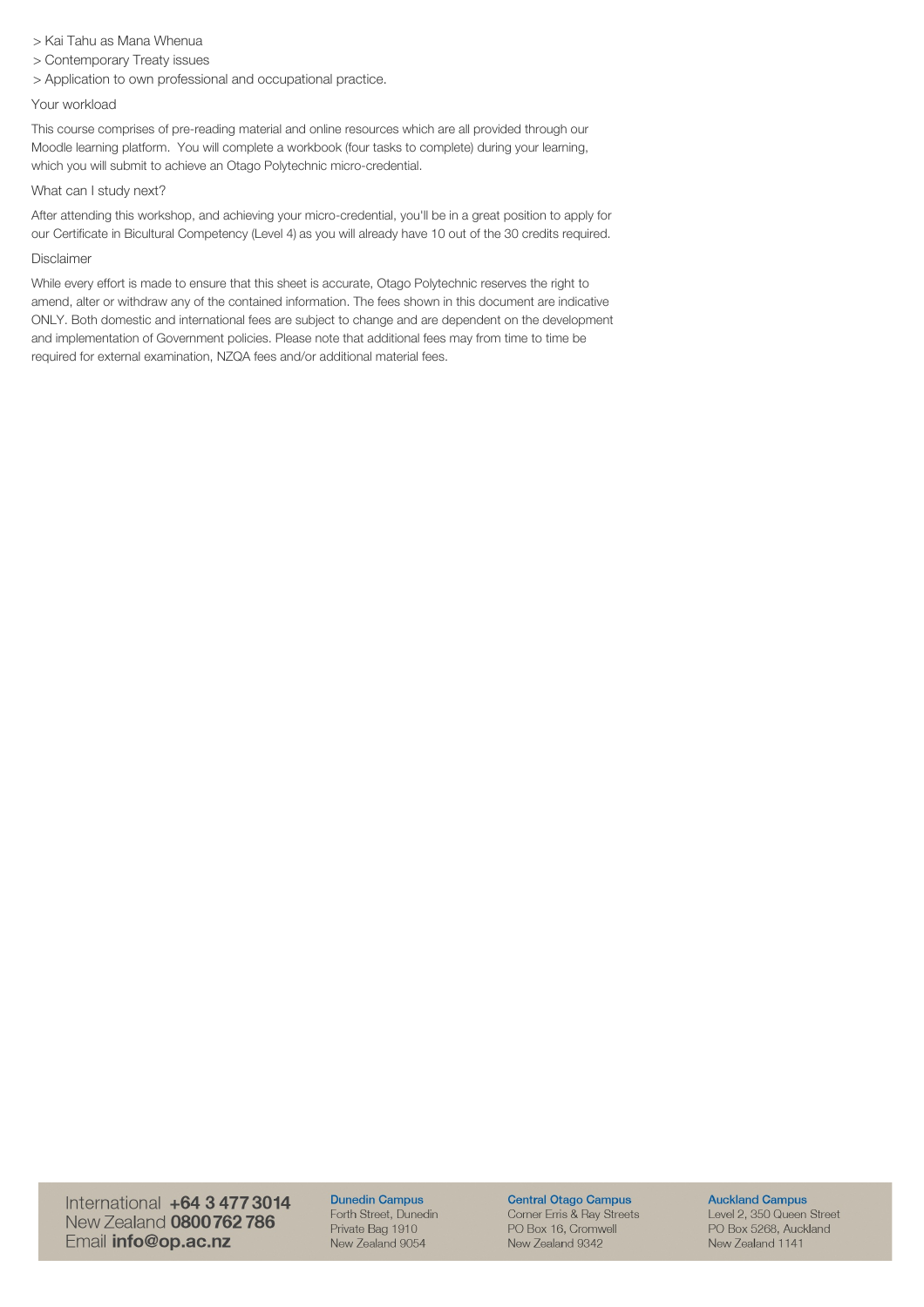- Kai Tahu as Mana Whenua
- Contemporary Treaty issues
- Application to own professional and occupational practice.

## Your workload

This course comprises of pre-reading material and online resources which are all provided through our Moodle learning platform. You will complete a workbook (four tasks to complete) during your learning, which you will submit to achieve an Otago Polytechnic micro-credential.

## What can I study next?

After attending this workshop, and achieving your micro-credential, you'll be in a great position to apply for our Certificate in Bicultural Competency (Level 4) as you will already have 10 out of the 30 credits required.

## Disclaimer

While every effort is made to ensure that this sheet is accurate, Otago Polytechnic reserves the right to amend, alter or withdraw any of the contained information. The fees shown in this document are indicative ONLY. Both domestic and international fees are subject to change and are dependent on the development and implementation of Government policies. Please note that additional fees may from time to time be required for external examination, NZQA fees and/or additional material fees.

International **+64 3 477 3014**
New Zealand **0800 762 786**
Email **info@op.ac.nz**

**Dunedin Campus**
Forth Street, Dunedin
Private Bag 1910
New Zealand 9054

**Central Otago Campus**
Corner Erris & Ray Streets
PO Box 16, Cromwell
New Zealand 9342

**Auckland Campus**
Level 2, 350 Queen Street
PO Box 5268, Auckland
New Zealand 1141